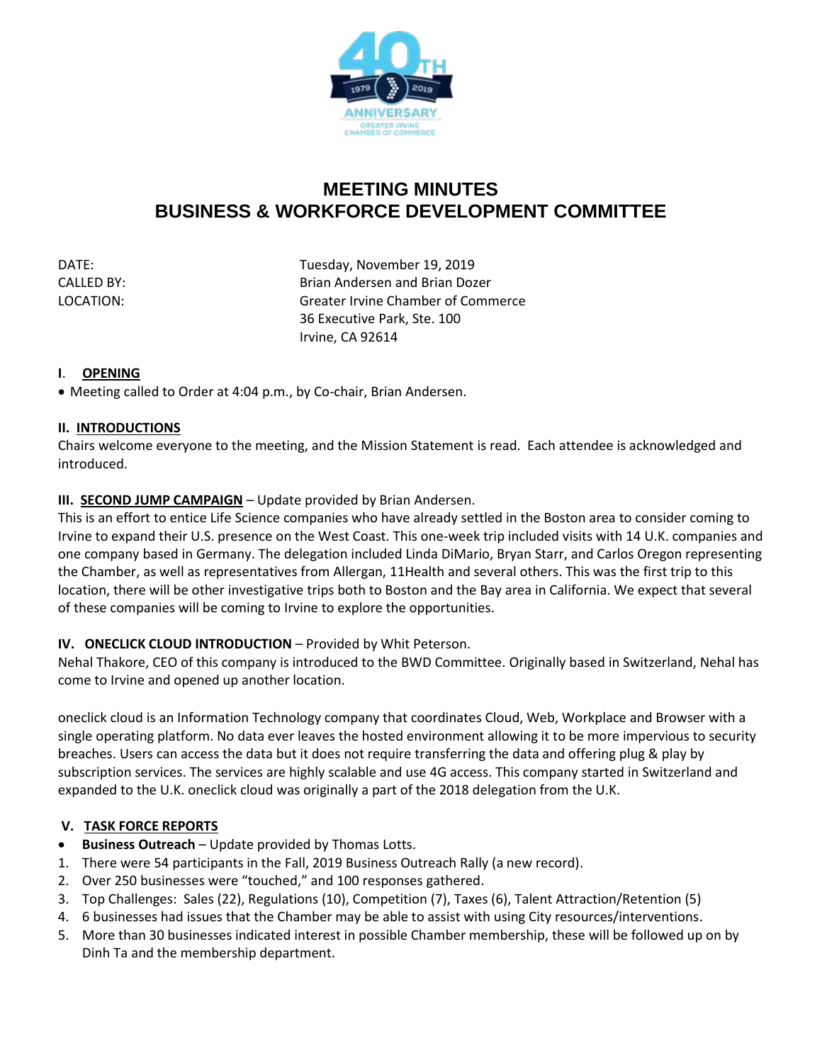# MEETING MINUTES
# BUSINESS & WORKFORCE DEVELOPMENT COMMITTEE

DATE: Tuesday, November 19, 2019
CALLED BY: Brian Andersen and Brian Dozer
LOCATION: Greater Irvine Chamber of Commerce
36 Executive Park, Ste. 100
Irvine, CA 92614

**I. OPENING**

- Meeting called to Order at 4:04 p.m., by Co-chair, Brian Andersen.

**II. INTRODUCTIONS**

Chairs welcome everyone to the meeting, and the Mission Statement is read. Each attendee is acknowledged and introduced.

**III. SECOND JUMP CAMPAIGN** – Update provided by Brian Andersen.

This is an effort to entice Life Science companies who have already settled in the Boston area to consider coming to Irvine to expand their U.S. presence on the West Coast. This one-week trip included visits with 14 U.K. companies and one company based in Germany. The delegation included Linda DiMario, Bryan Starr, and Carlos Oregon representing the Chamber, as well as representatives from Allergan, 11Health and several others. This was the first trip to this location, there will be other investigative trips both to Boston and the Bay area in California. We expect that several of these companies will be coming to Irvine to explore the opportunities.

**IV. ONECLICK CLOUD INTRODUCTION** – Provided by Whit Peterson.

Nehal Thakore, CEO of this company is introduced to the BWD Committee. Originally based in Switzerland, Nehal has come to Irvine and opened up another location.

oneclick cloud is an Information Technology company that coordinates Cloud, Web, Workplace and Browser with a single operating platform. No data ever leaves the hosted environment allowing it to be more impervious to security breaches. Users can access the data but it does not require transferring the data and offering plug & play by subscription services. The services are highly scalable and use 4G access. This company started in Switzerland and expanded to the U.K. oneclick cloud was originally a part of the 2018 delegation from the U.K.

**V. TASK FORCE REPORTS**

- **Business Outreach** – Update provided by Thomas Lotts.

1. There were 54 participants in the Fall, 2019 Business Outreach Rally (a new record).
2. Over 250 businesses were "touched," and 100 responses gathered.
3. Top Challenges: Sales (22), Regulations (10), Competition (7), Taxes (6), Talent Attraction/Retention (5)
4. 6 businesses had issues that the Chamber may be able to assist with using City resources/interventions.
5. More than 30 businesses indicated interest in possible Chamber membership, these will be followed up on by Dinh Ta and the membership department.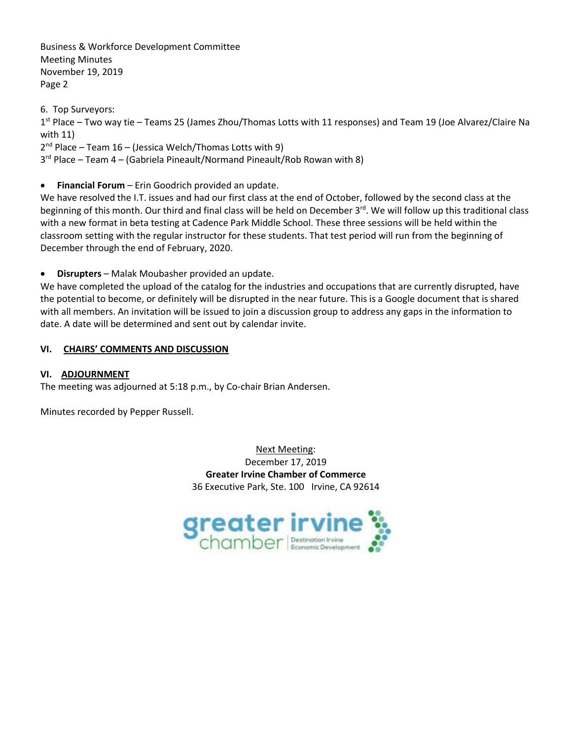6. Top Surveyors:

1st Place – Two way tie – Teams 25 (James Zhou/Thomas Lotts with 11 responses) and Team 19 (Joe Alvarez/Claire Na with 11)

2nd Place – Team 16 – (Jessica Welch/Thomas Lotts with 9)

3rd Place – Team 4 – (Gabriela Pineault/Normand Pineault/Rob Rowan with 8)

- **Financial Forum** – Erin Goodrich provided an update.

We have resolved the I.T. issues and had our first class at the end of October, followed by the second class at the beginning of this month. Our third and final class will be held on December 3rd. We will follow up this traditional class with a new format in beta testing at Cadence Park Middle School. These three sessions will be held within the classroom setting with the regular instructor for these students. That test period will run from the beginning of December through the end of February, 2020.

- **Disrupters** – Malak Moubasher provided an update.

We have completed the upload of the catalog for the industries and occupations that are currently disrupted, have the potential to become, or definitely will be disrupted in the near future. This is a Google document that is shared with all members. An invitation will be issued to join a discussion group to address any gaps in the information to date. A date will be determined and sent out by calendar invite.

**VI. CHAIRS' COMMENTS AND DISCUSSION**

**VI. ADJOURNMENT**

The meeting was adjourned at 5:18 p.m., by Co-chair Brian Andersen.

Minutes recorded by Pepper Russell.

Next Meeting:
December 17, 2019
**Greater Irvine Chamber of Commerce**
36 Executive Park, Ste. 100 Irvine, CA 92614

greater irvine chamber | Destination Irvine Economic Development